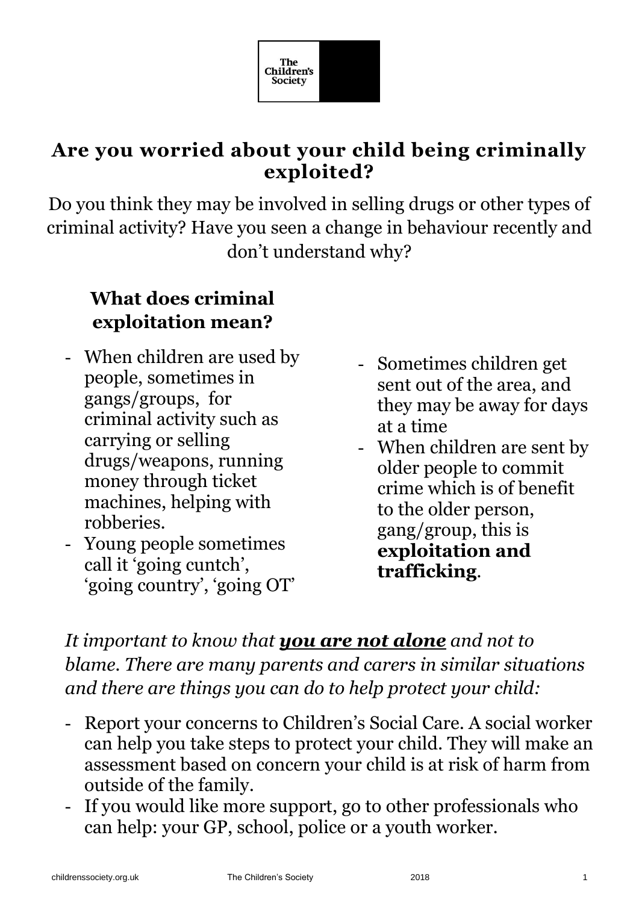The Children's Society

# Are you worried about your child being criminally exploited?

Do you think they may be involved in selling drugs or other types of criminal activity? Have you seen a change in behaviour recently and don't understand why?

## What does criminal exploitation mean?

- When children are used by people, sometimes in gangs/groups, for criminal activity such as carrying or selling drugs/weapons, running money through ticket machines, helping with robberies.
- Young people sometimes call it 'going cuntch', 'going country', 'going OT'
- Sometimes children get sent out of the area, and they may be away for days at a time
- When children are sent by older people to commit crime which is of benefit to the older person, gang/group, this is **exploitation and trafficking**.

*It important to know that **you are not alone** and not to blame. There are many parents and carers in similar situations and there are things you can do to help protect your child:*

- Report your concerns to Children's Social Care. A social worker can help you take steps to protect your child. They will make an assessment based on concern your child is at risk of harm from outside of the family.
- If you would like more support, go to other professionals who can help: your GP, school, police or a youth worker.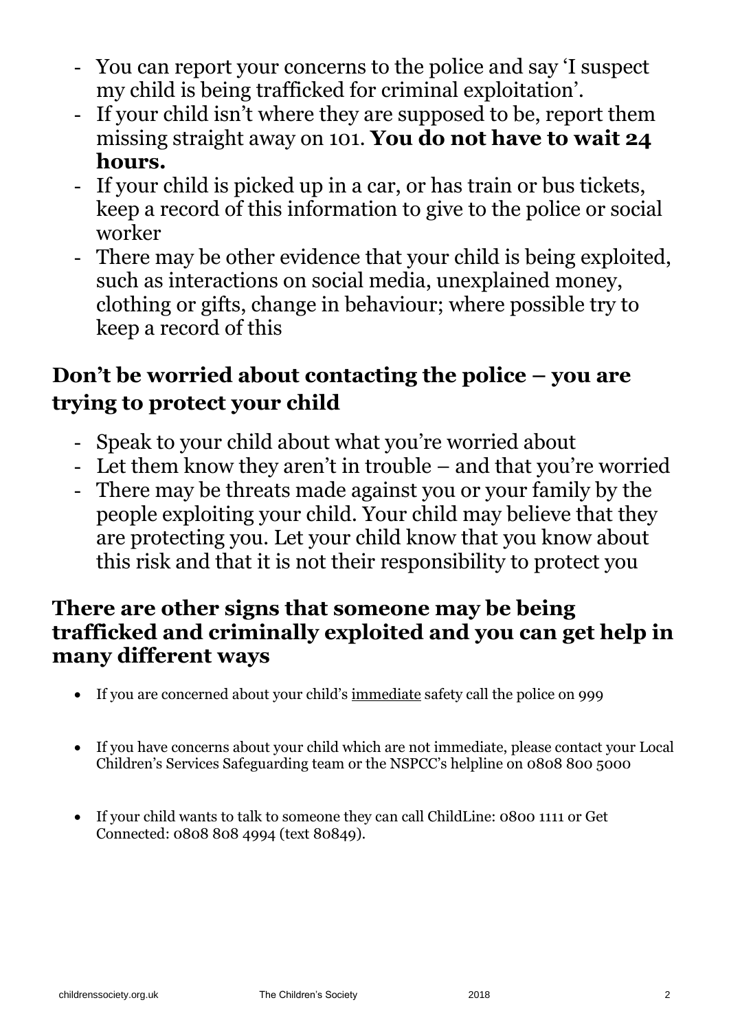- You can report your concerns to the police and say 'I suspect my child is being trafficked for criminal exploitation'.
- If your child isn't where they are supposed to be, report them missing straight away on 101. **You do not have to wait 24 hours.**
- If your child is picked up in a car, or has train or bus tickets, keep a record of this information to give to the police or social worker
- There may be other evidence that your child is being exploited, such as interactions on social media, unexplained money, clothing or gifts, change in behaviour; where possible try to keep a record of this

## Don't be worried about contacting the police – you are trying to protect your child

- Speak to your child about what you're worried about
- Let them know they aren't in trouble – and that you're worried
- There may be threats made against you or your family by the people exploiting your child. Your child may believe that they are protecting you. Let your child know that you know about this risk and that it is not their responsibility to protect you

## There are other signs that someone may be being trafficked and criminally exploited and you can get help in many different ways

- If you are concerned about your child's <u>immediate</u> safety call the police on 999
- If you have concerns about your child which are not immediate, please contact your Local Children's Services Safeguarding team or the NSPCC's helpline on 0808 800 5000
- If your child wants to talk to someone they can call ChildLine: 0800 1111 or Get Connected: 0808 808 4994 (text 80849).